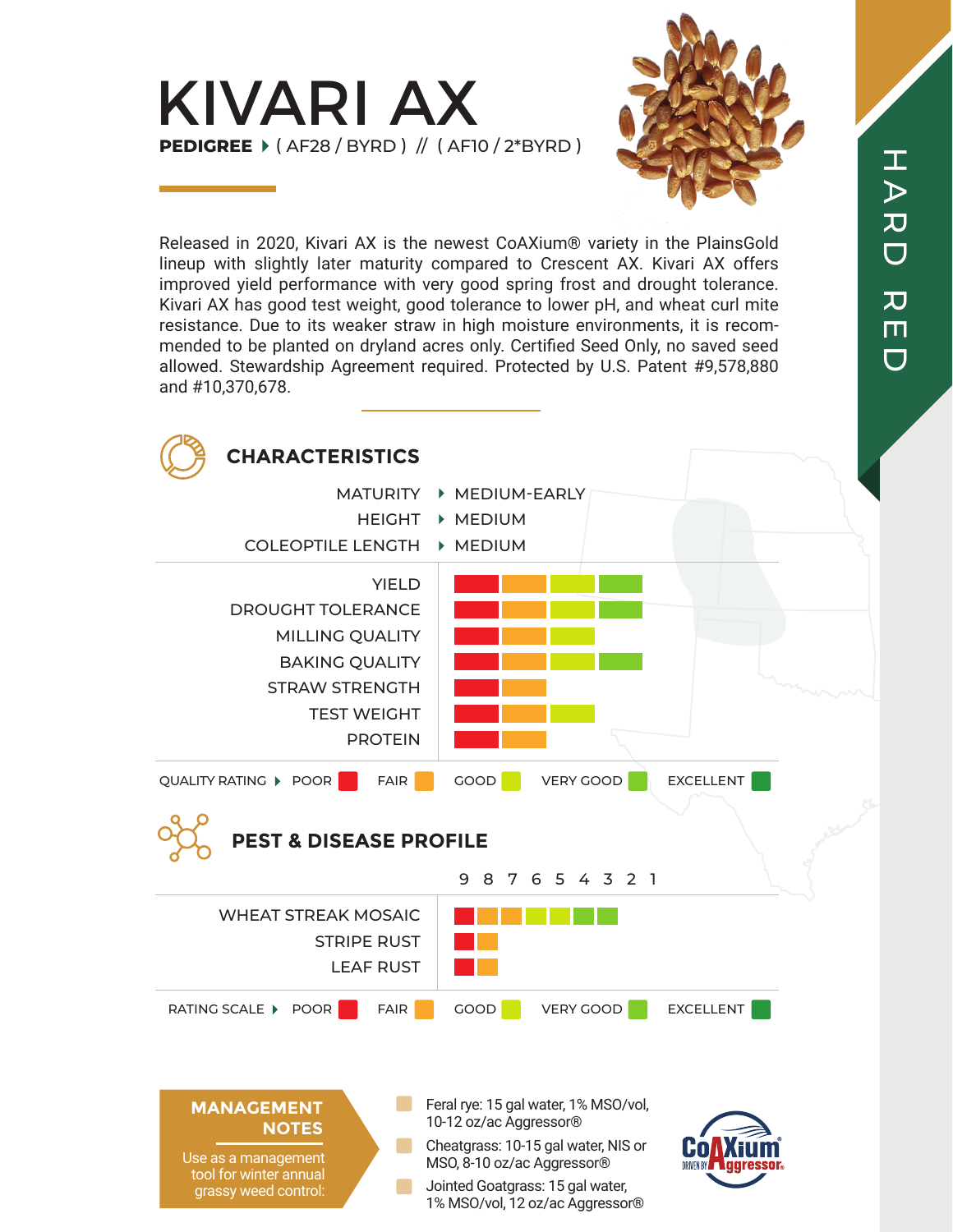# KIVARI AX

**PEDIGREE** ▸ ( AF28 / BYRD ) // ( AF10 / 2*BYRD )

HARD RED

Released in 2020, Kivari AX is the newest CoAXium® variety in the PlainsGold lineup with slightly later maturity compared to Crescent AX. Kivari AX offers improved yield performance with very good spring frost and drought tolerance. Kivari AX has good test weight, good tolerance to lower pH, and wheat curl mite resistance. Due to its weaker straw in high moisture environments, it is recommended to be planted on dryland acres only. Certified Seed Only, no saved seed allowed. Stewardship Agreement required. Protected by U.S. Patent #9,578,880 and #10,370,678.

## CHARACTERISTICS

| | |
|---|---|
| MATURITY | MEDIUM-EARLY |
| HEIGHT | MEDIUM |
| COLEOPTILE LENGTH | MEDIUM |

| Trait | Rating |
|---|---|
| YIELD | VERY GOOD |
| DROUGHT TOLERANCE | VERY GOOD |
| MILLING QUALITY | GOOD |
| BAKING QUALITY | VERY GOOD |
| STRAW STRENGTH | FAIR |
| TEST WEIGHT | GOOD |
| PROTEIN | FAIR |

QUALITY RATING ▸ POOR | FAIR | GOOD | VERY GOOD | EXCELLENT

## PEST & DISEASE PROFILE

| Disease | Rating (9 8 7 6 5 4 3 2 1) |
|---|---|
| WHEAT STREAK MOSAIC | 3 |
| STRIPE RUST | 8 |
| LEAF RUST | 8 |

RATING SCALE ▸ POOR | FAIR | GOOD | VERY GOOD | EXCELLENT

## MANAGEMENT NOTES

Use as a management tool for winter annual grassy weed control:

- Feral rye: 15 gal water, 1% MSO/vol, 10-12 oz/ac Aggressor®
- Cheatgrass: 10-15 gal water, NIS or MSO, 8-10 oz/ac Aggressor®
- Jointed Goatgrass: 15 gal water, 1% MSO/vol, 12 oz/ac Aggressor®

CoAXium® DRIVEN BY Aggressor®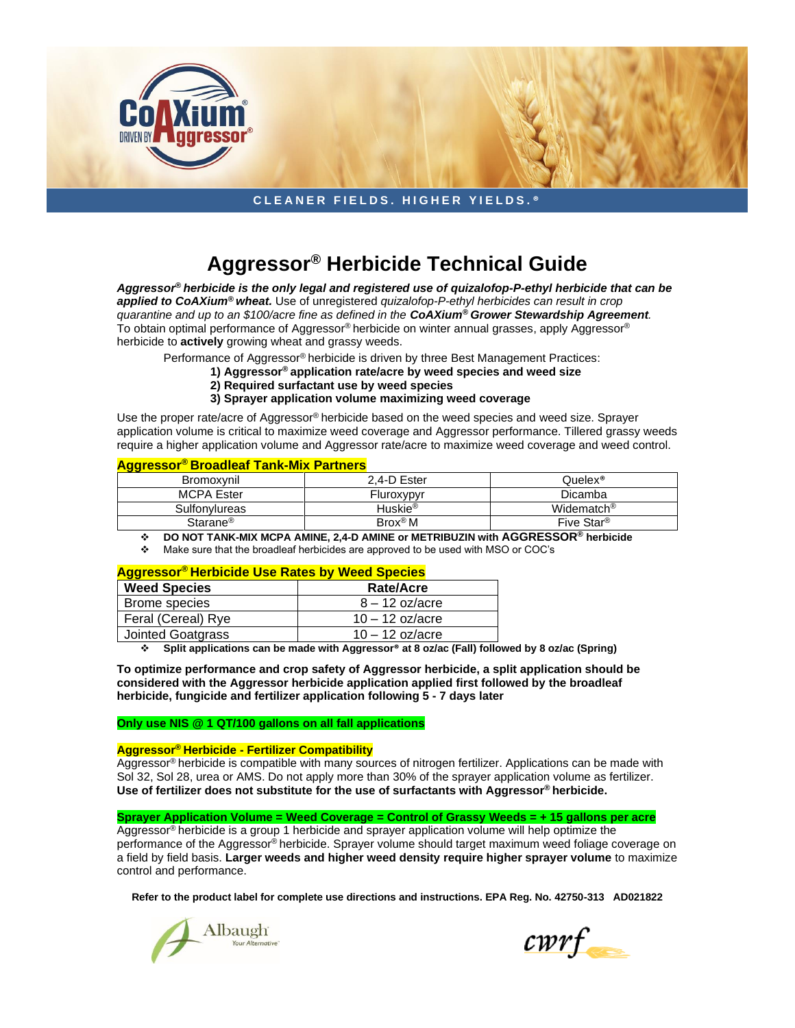CLEANER FIELDS. HIGHER YIELDS.®

# Aggressor® Herbicide Technical Guide

***Aggressor® herbicide is the only legal and registered use of quizalofop-P-ethyl herbicide that can be applied to CoAXium® wheat.*** Use of unregistered *quizalofop-P-ethyl herbicides can result in crop quarantine and up to an $100/acre fine as defined in the **CoAXium® Grower Stewardship Agreement**.* To obtain optimal performance of Aggressor® herbicide on winter annual grasses, apply Aggressor® herbicide to **actively** growing wheat and grassy weeds.

Performance of Aggressor® herbicide is driven by three Best Management Practices:

1) **Aggressor® application rate/acre by weed species and weed size**
2) **Required surfactant use by weed species**
3) **Sprayer application volume maximizing weed coverage**

Use the proper rate/acre of Aggressor® herbicide based on the weed species and weed size. Sprayer application volume is critical to maximize weed coverage and Aggressor performance. Tillered grassy weeds require a higher application volume and Aggressor rate/acre to maximize weed coverage and weed control.

**Aggressor® Broadleaf Tank-Mix Partners**

| | | |
|---|---|---|
| Bromoxynil | 2,4-D Ester | Quelex® |
| MCPA Ester | Fluroxypyr | Dicamba |
| Sulfonylureas | Huskie® | Widematch® |
| Starane® | Brox® M | Five Star® |

- **DO NOT TANK-MIX MCPA AMINE, 2,4-D AMINE or METRIBUZIN with AGGRESSOR® herbicide**
- Make sure that the broadleaf herbicides are approved to be used with MSO or COC's

**Aggressor® Herbicide Use Rates by Weed Species**

| Weed Species | Rate/Acre |
|---|---|
| Brome species | 8 – 12 oz/acre |
| Feral (Cereal) Rye | 10 – 12 oz/acre |
| Jointed Goatgrass | 10 – 12 oz/acre |

- **Split applications can be made with Aggressor® at 8 oz/ac (Fall) followed by 8 oz/ac (Spring)**

**To optimize performance and crop safety of Aggressor herbicide, a split application should be considered with the Aggressor herbicide application applied first followed by the broadleaf herbicide, fungicide and fertilizer application following 5 - 7 days later**

**Only use NIS @ 1 QT/100 gallons on all fall applications**

**Aggressor® Herbicide - Fertilizer Compatibility**

Aggressor® herbicide is compatible with many sources of nitrogen fertilizer. Applications can be made with Sol 32, Sol 28, urea or AMS. Do not apply more than 30% of the sprayer application volume as fertilizer. **Use of fertilizer does not substitute for the use of surfactants with Aggressor® herbicide.**

**Sprayer Application Volume = Weed Coverage = Control of Grassy Weeds = + 15 gallons per acre**

Aggressor® herbicide is a group 1 herbicide and sprayer application volume will help optimize the performance of the Aggressor® herbicide. Sprayer volume should target maximum weed foliage coverage on a field by field basis. **Larger weeds and higher weed density require higher sprayer volume** to maximize control and performance.

**Refer to the product label for complete use directions and instructions. EPA Reg. No. 42750-313 AD021822**